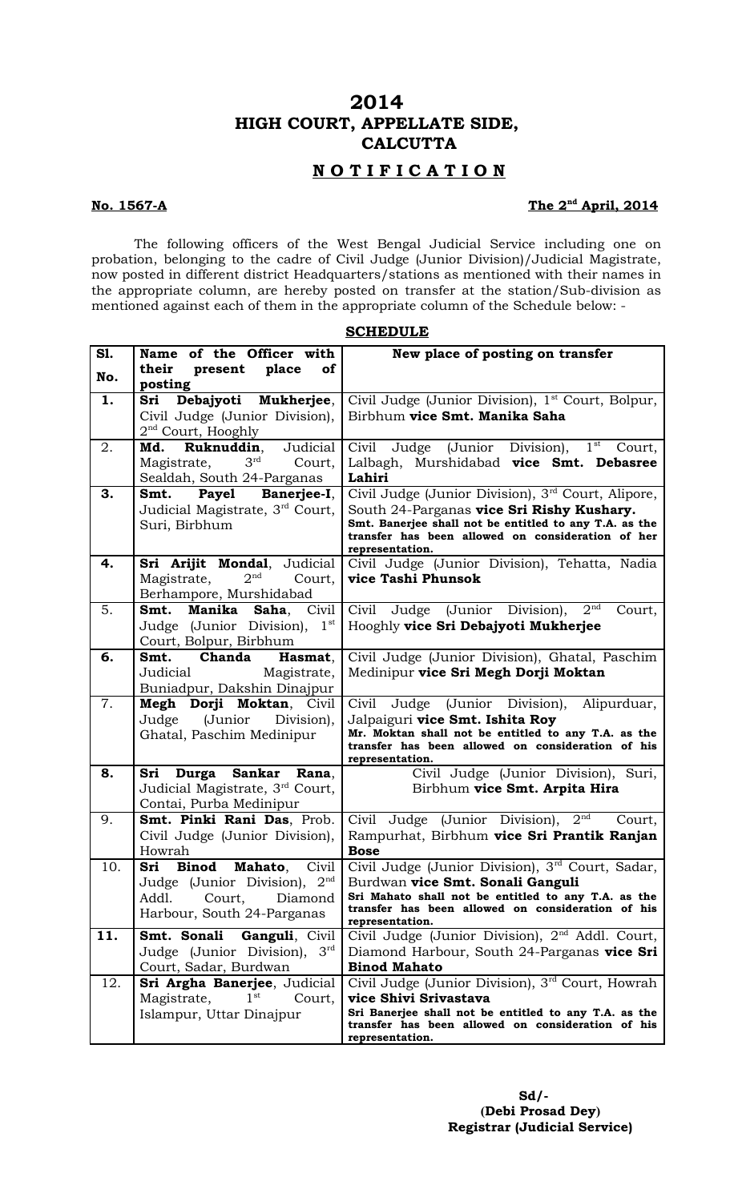# 2014
# HIGH COURT, APPELLATE SIDE, CALCUTTA

## NOTIFICATION

**No. 1567-A** **The 2nd April, 2014**

The following officers of the West Bengal Judicial Service including one on probation, belonging to the cadre of Civil Judge (Junior Division)/Judicial Magistrate, now posted in different district Headquarters/stations as mentioned with their names in the appropriate column, are hereby posted on transfer at the station/Sub-division as mentioned against each of them in the appropriate column of the Schedule below: -

**SCHEDULE**

| Sl. No. | Name of the Officer with their present place of posting | New place of posting on transfer |
|---|---|---|
| **1.** | **Sri Debajyoti Mukherjee**, Civil Judge (Junior Division), 2nd Court, Hooghly | Civil Judge (Junior Division), 1st Court, Bolpur, Birbhum **vice Smt. Manika Saha** |
| 2. | **Md. Ruknuddin**, Judicial Magistrate, 3rd Court, Sealdah, South 24-Parganas | Civil Judge (Junior Division), 1st Court, Lalbagh, Murshidabad **vice Smt. Debasree Lahiri** |
| **3.** | **Smt. Payel Banerjee-I**, Judicial Magistrate, 3rd Court, Suri, Birbhum | Civil Judge (Junior Division), 3rd Court, Alipore, South 24-Parganas **vice Sri Rishy Kushary.** **Smt. Banerjee shall not be entitled to any T.A. as the transfer has been allowed on consideration of her representation.** |
| **4.** | **Sri Arijit Mondal**, Judicial Magistrate, 2nd Court, Berhampore, Murshidabad | Civil Judge (Junior Division), Tehatta, Nadia **vice Tashi Phunsok** |
| 5. | **Smt. Manika Saha**, Civil Judge (Junior Division), 1st Court, Bolpur, Birbhum | Civil Judge (Junior Division), 2nd Court, Hooghly **vice Sri Debajyoti Mukherjee** |
| **6.** | **Smt. Chanda Hasmat**, Judicial Magistrate, Buniadpur, Dakshin Dinajpur | Civil Judge (Junior Division), Ghatal, Paschim Medinipur **vice Sri Megh Dorji Moktan** |
| 7. | **Megh Dorji Moktan**, Civil Judge (Junior Division), Ghatal, Paschim Medinipur | Civil Judge (Junior Division), Alipurduar, Jalpaiguri **vice Smt. Ishita Roy** **Mr. Moktan shall not be entitled to any T.A. as the transfer has been allowed on consideration of his representation.** |
| **8.** | **Sri Durga Sankar Rana**, Judicial Magistrate, 3rd Court, Contai, Purba Medinipur | Civil Judge (Junior Division), Suri, Birbhum **vice Smt. Arpita Hira** |
| 9. | **Smt. Pinki Rani Das**, Prob. Civil Judge (Junior Division), Howrah | Civil Judge (Junior Division), 2nd Court, Rampurhat, Birbhum **vice Sri Prantik Ranjan Bose** |
| 10. | **Sri Binod Mahato**, Civil Judge (Junior Division), 2nd Addl. Court, Diamond Harbour, South 24-Parganas | Civil Judge (Junior Division), 3rd Court, Sadar, Burdwan **vice Smt. Sonali Ganguli** **Sri Mahato shall not be entitled to any T.A. as the transfer has been allowed on consideration of his representation.** |
| **11.** | **Smt. Sonali Ganguli**, Civil Judge (Junior Division), 3rd Court, Sadar, Burdwan | Civil Judge (Junior Division), 2nd Addl. Court, Diamond Harbour, South 24-Parganas **vice Sri Binod Mahato** |
| 12. | **Sri Argha Banerjee**, Judicial Magistrate, 1st Court, Islampur, Uttar Dinajpur | Civil Judge (Junior Division), 3rd Court, Howrah **vice Shivi Srivastava** **Sri Banerjee shall not be entitled to any T.A. as the transfer has been allowed on consideration of his representation.** |

**Sd/-**
**(Debi Prosad Dey)**
**Registrar (Judicial Service)**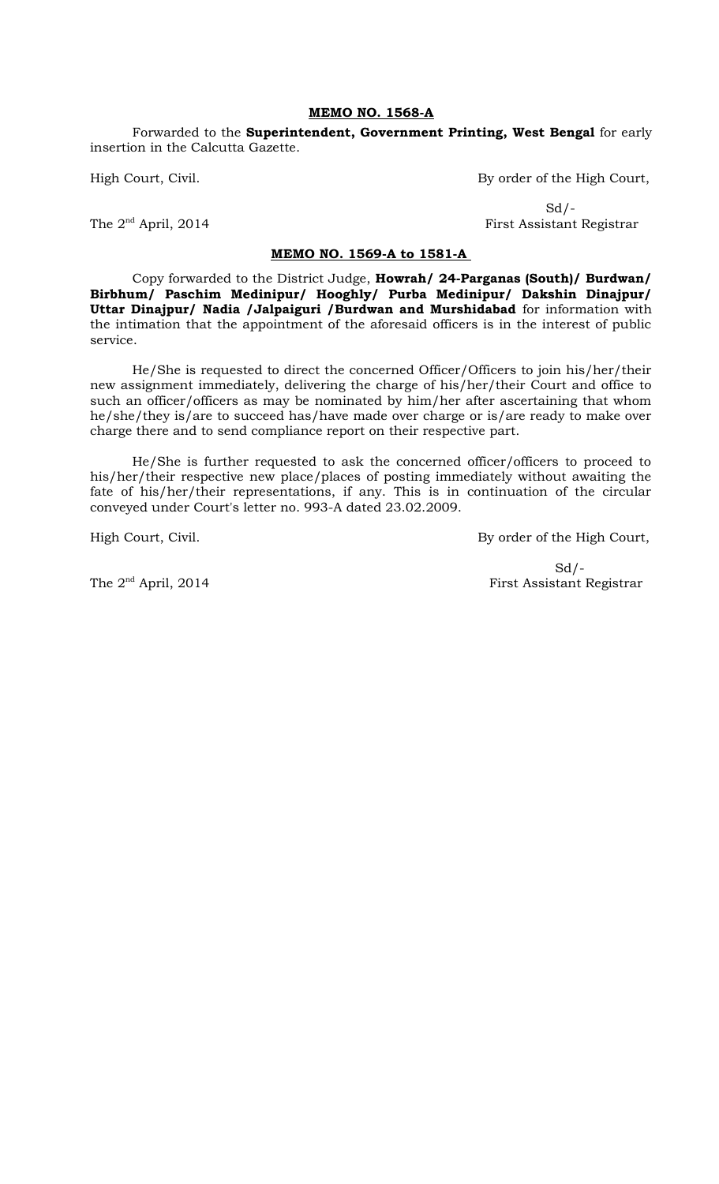**MEMO NO. 1568-A**

Forwarded to the **Superintendent, Government Printing, West Bengal** for early insertion in the Calcutta Gazette.

High Court, Civil. By order of the High Court,

Sd/-

The 2nd April, 2014 First Assistant Registrar

**MEMO NO. 1569-A to 1581-A**

Copy forwarded to the District Judge, **Howrah/ 24-Parganas (South)/ Burdwan/ Birbhum/ Paschim Medinipur/ Hooghly/ Purba Medinipur/ Dakshin Dinajpur/ Uttar Dinajpur/ Nadia /Jalpaiguri /Burdwan and Murshidabad** for information with the intimation that the appointment of the aforesaid officers is in the interest of public service.

He/She is requested to direct the concerned Officer/Officers to join his/her/their new assignment immediately, delivering the charge of his/her/their Court and office to such an officer/officers as may be nominated by him/her after ascertaining that whom he/she/they is/are to succeed has/have made over charge or is/are ready to make over charge there and to send compliance report on their respective part.

He/She is further requested to ask the concerned officer/officers to proceed to his/her/their respective new place/places of posting immediately without awaiting the fate of his/her/their representations, if any. This is in continuation of the circular conveyed under Court's letter no. 993-A dated 23.02.2009.

High Court, Civil. By order of the High Court,

Sd/-

The 2nd April, 2014 First Assistant Registrar